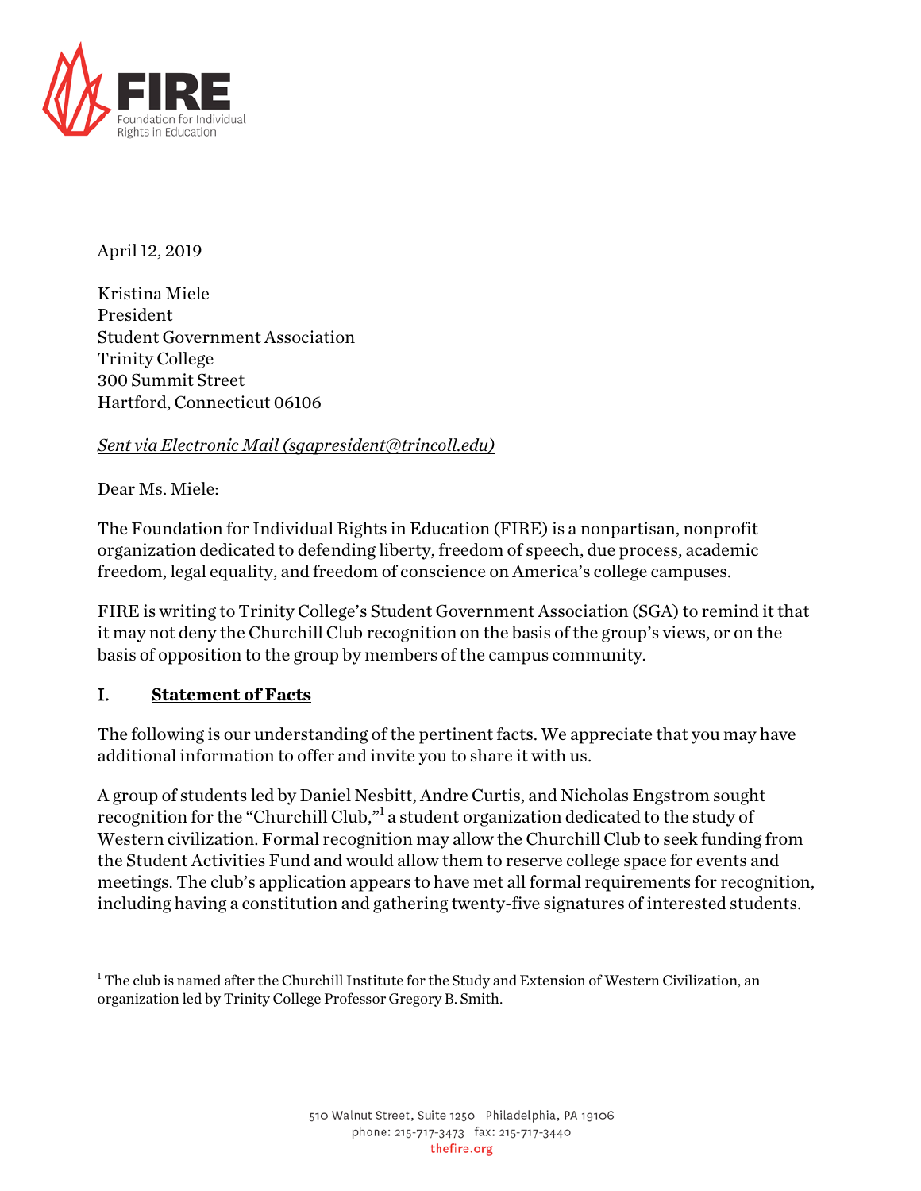FIRE
Foundation for Individual Rights in Education

April 12, 2019

Kristina Miele
President
Student Government Association
Trinity College
300 Summit Street
Hartford, Connecticut 06106

*Sent via Electronic Mail (sgapresident@trincoll.edu)*

Dear Ms. Miele:

The Foundation for Individual Rights in Education (FIRE) is a nonpartisan, nonprofit organization dedicated to defending liberty, freedom of speech, due process, academic freedom, legal equality, and freedom of conscience on America's college campuses.

FIRE is writing to Trinity College's Student Government Association (SGA) to remind it that it may not deny the Churchill Club recognition on the basis of the group's views, or on the basis of opposition to the group by members of the campus community.

## I. Statement of Facts

The following is our understanding of the pertinent facts. We appreciate that you may have additional information to offer and invite you to share it with us.

A group of students led by Daniel Nesbitt, Andre Curtis, and Nicholas Engstrom sought recognition for the "Churchill Club,"[1] a student organization dedicated to the study of Western civilization. Formal recognition may allow the Churchill Club to seek funding from the Student Activities Fund and would allow them to reserve college space for events and meetings. The club's application appears to have met all formal requirements for recognition, including having a constitution and gathering twenty-five signatures of interested students.

---

[1] The club is named after the Churchill Institute for the Study and Extension of Western Civilization, an organization led by Trinity College Professor Gregory B. Smith.

510 Walnut Street, Suite 1250 Philadelphia, PA 19106
phone: 215-717-3473 fax: 215-717-3440
thefire.org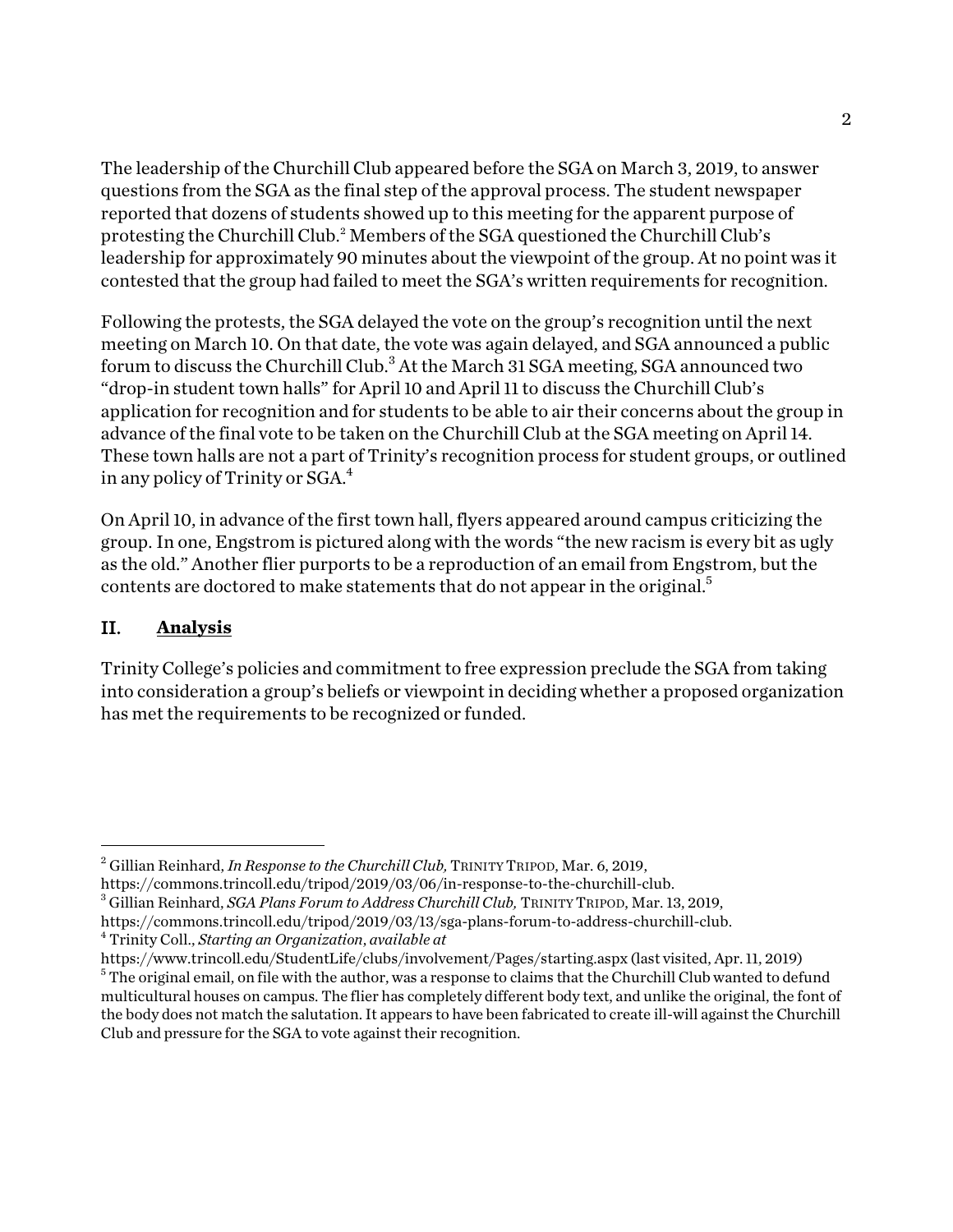The leadership of the Churchill Club appeared before the SGA on March 3, 2019, to answer questions from the SGA as the final step of the approval process. The student newspaper reported that dozens of students showed up to this meeting for the apparent purpose of protesting the Churchill Club.[2] Members of the SGA questioned the Churchill Club's leadership for approximately 90 minutes about the viewpoint of the group. At no point was it contested that the group had failed to meet the SGA's written requirements for recognition.

Following the protests, the SGA delayed the vote on the group's recognition until the next meeting on March 10. On that date, the vote was again delayed, and SGA announced a public forum to discuss the Churchill Club.[3] At the March 31 SGA meeting, SGA announced two "drop-in student town halls" for April 10 and April 11 to discuss the Churchill Club's application for recognition and for students to be able to air their concerns about the group in advance of the final vote to be taken on the Churchill Club at the SGA meeting on April 14. These town halls are not a part of Trinity's recognition process for student groups, or outlined in any policy of Trinity or SGA.[4]

On April 10, in advance of the first town hall, flyers appeared around campus criticizing the group. In one, Engstrom is pictured along with the words "the new racism is every bit as ugly as the old." Another flier purports to be a reproduction of an email from Engstrom, but the contents are doctored to make statements that do not appear in the original.[5]

## II. <u>Analysis</u>

Trinity College's policies and commitment to free expression preclude the SGA from taking into consideration a group's beliefs or viewpoint in deciding whether a proposed organization has met the requirements to be recognized or funded.

---

[2] Gillian Reinhard, *In Response to the Churchill Club,* TRINITY TRIPOD, Mar. 6, 2019, https://commons.trincoll.edu/tripod/2019/03/06/in-response-to-the-churchill-club.

[3] Gillian Reinhard, *SGA Plans Forum to Address Churchill Club,* TRINITY TRIPOD, Mar. 13, 2019, https://commons.trincoll.edu/tripod/2019/03/13/sga-plans-forum-to-address-churchill-club.

[4] Trinity Coll., *Starting an Organization*, *available at* https://www.trincoll.edu/StudentLife/clubs/involvement/Pages/starting.aspx (last visited, Apr. 11, 2019)

[5] The original email, on file with the author, was a response to claims that the Churchill Club wanted to defund multicultural houses on campus. The flier has completely different body text, and unlike the original, the font of the body does not match the salutation. It appears to have been fabricated to create ill-will against the Churchill Club and pressure for the SGA to vote against their recognition.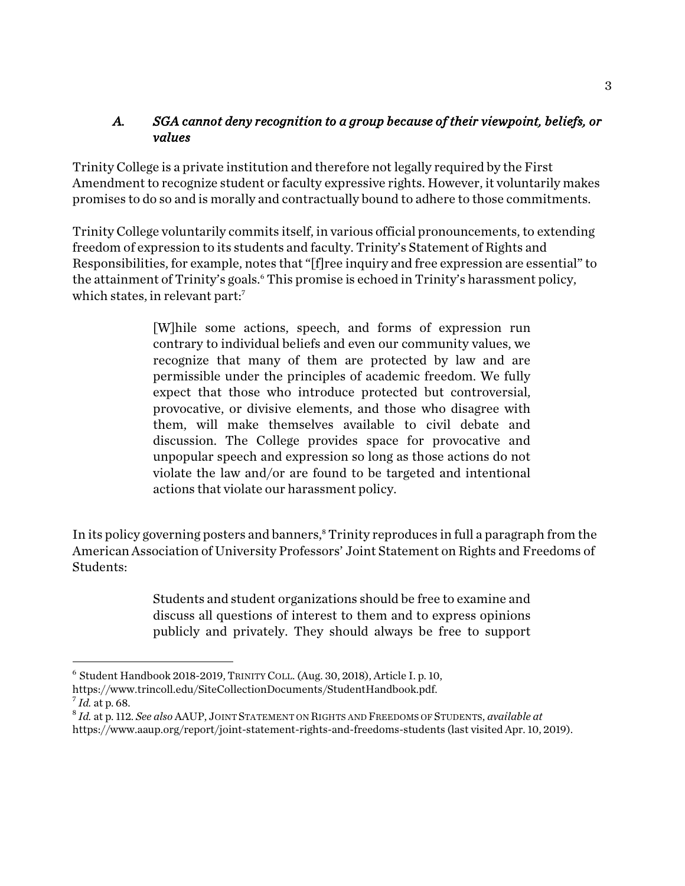### *A. SGA cannot deny recognition to a group because of their viewpoint, beliefs, or values*

Trinity College is a private institution and therefore not legally required by the First Amendment to recognize student or faculty expressive rights. However, it voluntarily makes promises to do so and is morally and contractually bound to adhere to those commitments.

Trinity College voluntarily commits itself, in various official pronouncements, to extending freedom of expression to its students and faculty. Trinity's Statement of Rights and Responsibilities, for example, notes that "[f]ree inquiry and free expression are essential" to the attainment of Trinity's goals.[6] This promise is echoed in Trinity's harassment policy, which states, in relevant part:[7]

> [W]hile some actions, speech, and forms of expression run contrary to individual beliefs and even our community values, we recognize that many of them are protected by law and are permissible under the principles of academic freedom. We fully expect that those who introduce protected but controversial, provocative, or divisive elements, and those who disagree with them, will make themselves available to civil debate and discussion. The College provides space for provocative and unpopular speech and expression so long as those actions do not violate the law and/or are found to be targeted and intentional actions that violate our harassment policy.

In its policy governing posters and banners,[8] Trinity reproduces in full a paragraph from the American Association of University Professors' Joint Statement on Rights and Freedoms of Students:

> Students and student organizations should be free to examine and discuss all questions of interest to them and to express opinions publicly and privately. They should always be free to support

---

[6] Student Handbook 2018-2019, TRINITY COLL. (Aug. 30, 2018), Article I. p. 10, https://www.trincoll.edu/SiteCollectionDocuments/StudentHandbook.pdf.

[7] *Id.* at p. 68.

[8] *Id.* at p. 112. *See also* AAUP, JOINT STATEMENT ON RIGHTS AND FREEDOMS OF STUDENTS, *available at* https://www.aaup.org/report/joint-statement-rights-and-freedoms-students (last visited Apr. 10, 2019).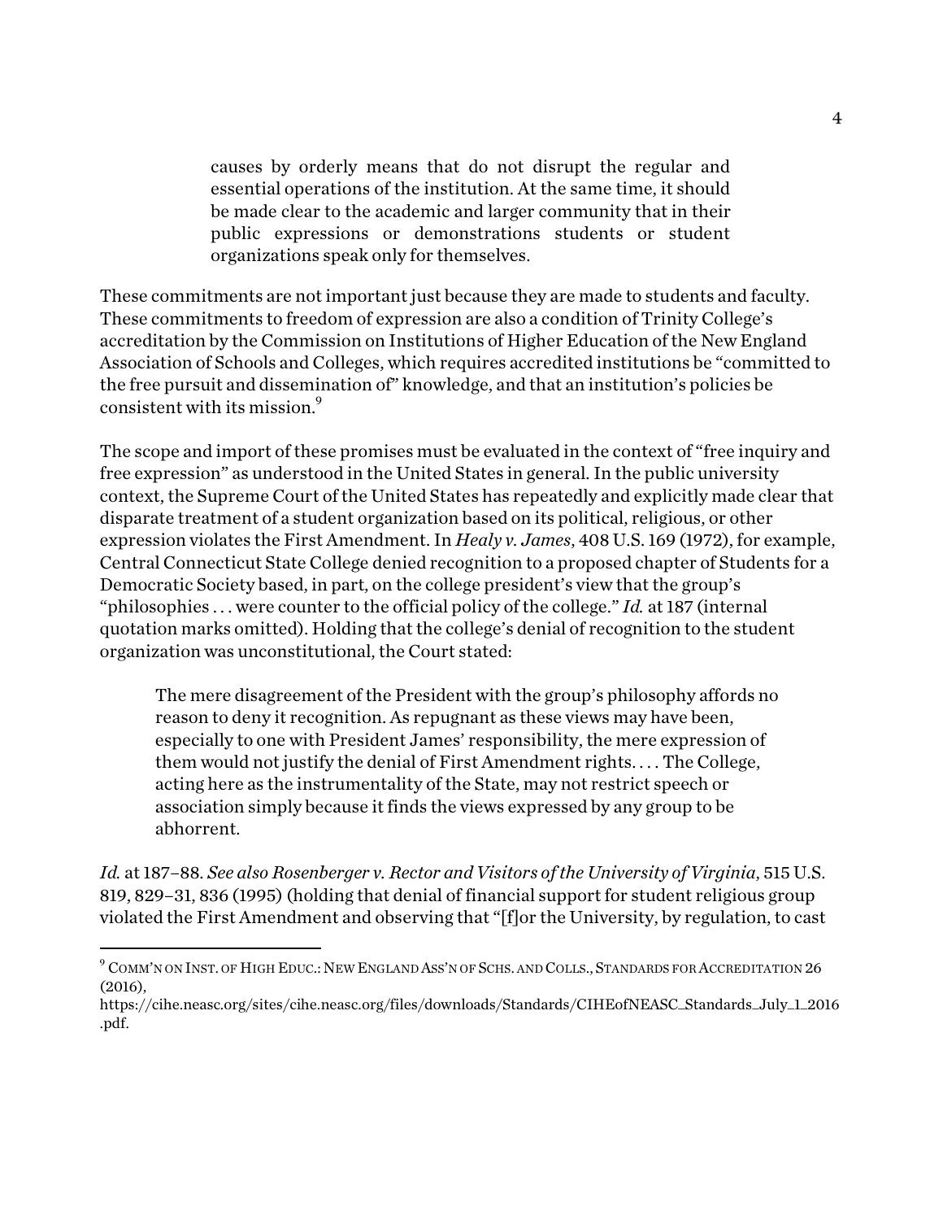> causes by orderly means that do not disrupt the regular and essential operations of the institution. At the same time, it should be made clear to the academic and larger community that in their public expressions or demonstrations students or student organizations speak only for themselves.

These commitments are not important just because they are made to students and faculty. These commitments to freedom of expression are also a condition of Trinity College's accreditation by the Commission on Institutions of Higher Education of the New England Association of Schools and Colleges, which requires accredited institutions be "committed to the free pursuit and dissemination of" knowledge, and that an institution's policies be consistent with its mission.[9]

The scope and import of these promises must be evaluated in the context of "free inquiry and free expression" as understood in the United States in general. In the public university context, the Supreme Court of the United States has repeatedly and explicitly made clear that disparate treatment of a student organization based on its political, religious, or other expression violates the First Amendment. In *Healy v. James*, 408 U.S. 169 (1972), for example, Central Connecticut State College denied recognition to a proposed chapter of Students for a Democratic Society based, in part, on the college president's view that the group's "philosophies . . . were counter to the official policy of the college." *Id.* at 187 (internal quotation marks omitted). Holding that the college's denial of recognition to the student organization was unconstitutional, the Court stated:

> The mere disagreement of the President with the group's philosophy affords no reason to deny it recognition. As repugnant as these views may have been, especially to one with President James' responsibility, the mere expression of them would not justify the denial of First Amendment rights. . . . The College, acting here as the instrumentality of the State, may not restrict speech or association simply because it finds the views expressed by any group to be abhorrent.

*Id.* at 187–88. *See also Rosenberger v. Rector and Visitors of the University of Virginia*, 515 U.S. 819, 829–31, 836 (1995) (holding that denial of financial support for student religious group violated the First Amendment and observing that "[f]or the University, by regulation, to cast

---

[9] COMM'N ON INST. OF HIGH EDUC.: NEW ENGLAND ASS'N OF SCHS. AND COLLS., STANDARDS FOR ACCREDITATION 26 (2016), https://cihe.neasc.org/sites/cihe.neasc.org/files/downloads/Standards/CIHEofNEASC_Standards_July_1_2016.pdf.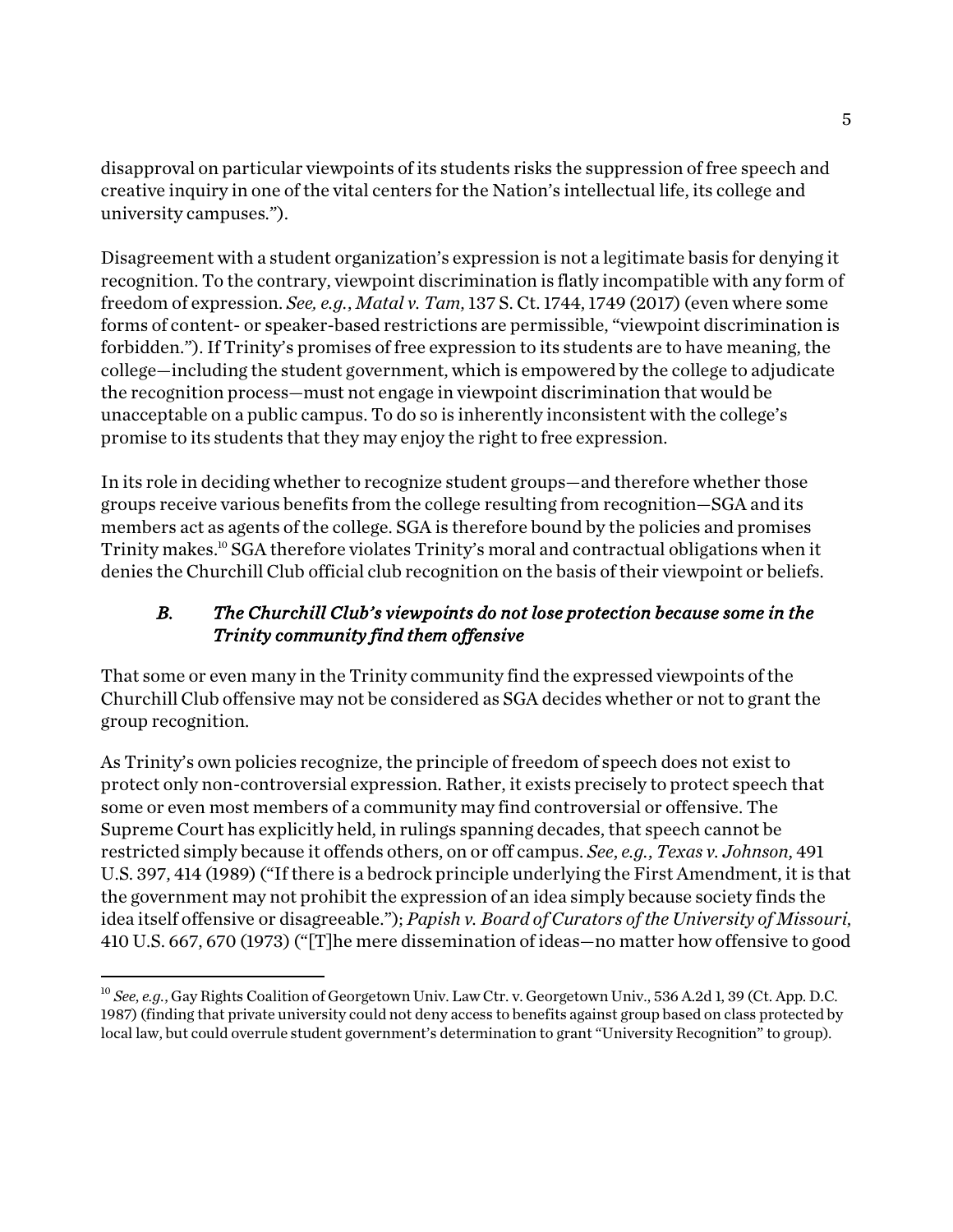disapproval on particular viewpoints of its students risks the suppression of free speech and creative inquiry in one of the vital centers for the Nation's intellectual life, its college and university campuses.").

Disagreement with a student organization's expression is not a legitimate basis for denying it recognition. To the contrary, viewpoint discrimination is flatly incompatible with any form of freedom of expression. *See, e.g.*, *Matal v. Tam*, 137 S. Ct. 1744, 1749 (2017) (even where some forms of content- or speaker-based restrictions are permissible, "viewpoint discrimination is forbidden."). If Trinity's promises of free expression to its students are to have meaning, the college—including the student government, which is empowered by the college to adjudicate the recognition process—must not engage in viewpoint discrimination that would be unacceptable on a public campus. To do so is inherently inconsistent with the college's promise to its students that they may enjoy the right to free expression.

In its role in deciding whether to recognize student groups—and therefore whether those groups receive various benefits from the college resulting from recognition—SGA and its members act as agents of the college. SGA is therefore bound by the policies and promises Trinity makes.[10] SGA therefore violates Trinity's moral and contractual obligations when it denies the Churchill Club official club recognition on the basis of their viewpoint or beliefs.

### *B. The Churchill Club's viewpoints do not lose protection because some in the Trinity community find them offensive*

That some or even many in the Trinity community find the expressed viewpoints of the Churchill Club offensive may not be considered as SGA decides whether or not to grant the group recognition.

As Trinity's own policies recognize, the principle of freedom of speech does not exist to protect only non-controversial expression. Rather, it exists precisely to protect speech that some or even most members of a community may find controversial or offensive. The Supreme Court has explicitly held, in rulings spanning decades, that speech cannot be restricted simply because it offends others, on or off campus. *See, e.g.*, *Texas v. Johnson*, 491 U.S. 397, 414 (1989) ("If there is a bedrock principle underlying the First Amendment, it is that the government may not prohibit the expression of an idea simply because society finds the idea itself offensive or disagreeable."); *Papish v. Board of Curators of the University of Missouri*, 410 U.S. 667, 670 (1973) ("[T]he mere dissemination of ideas—no matter how offensive to good

---

[10] *See, e.g.*, Gay Rights Coalition of Georgetown Univ. Law Ctr. v. Georgetown Univ., 536 A.2d 1, 39 (Ct. App. D.C. 1987) (finding that private university could not deny access to benefits against group based on class protected by local law, but could overrule student government's determination to grant "University Recognition" to group).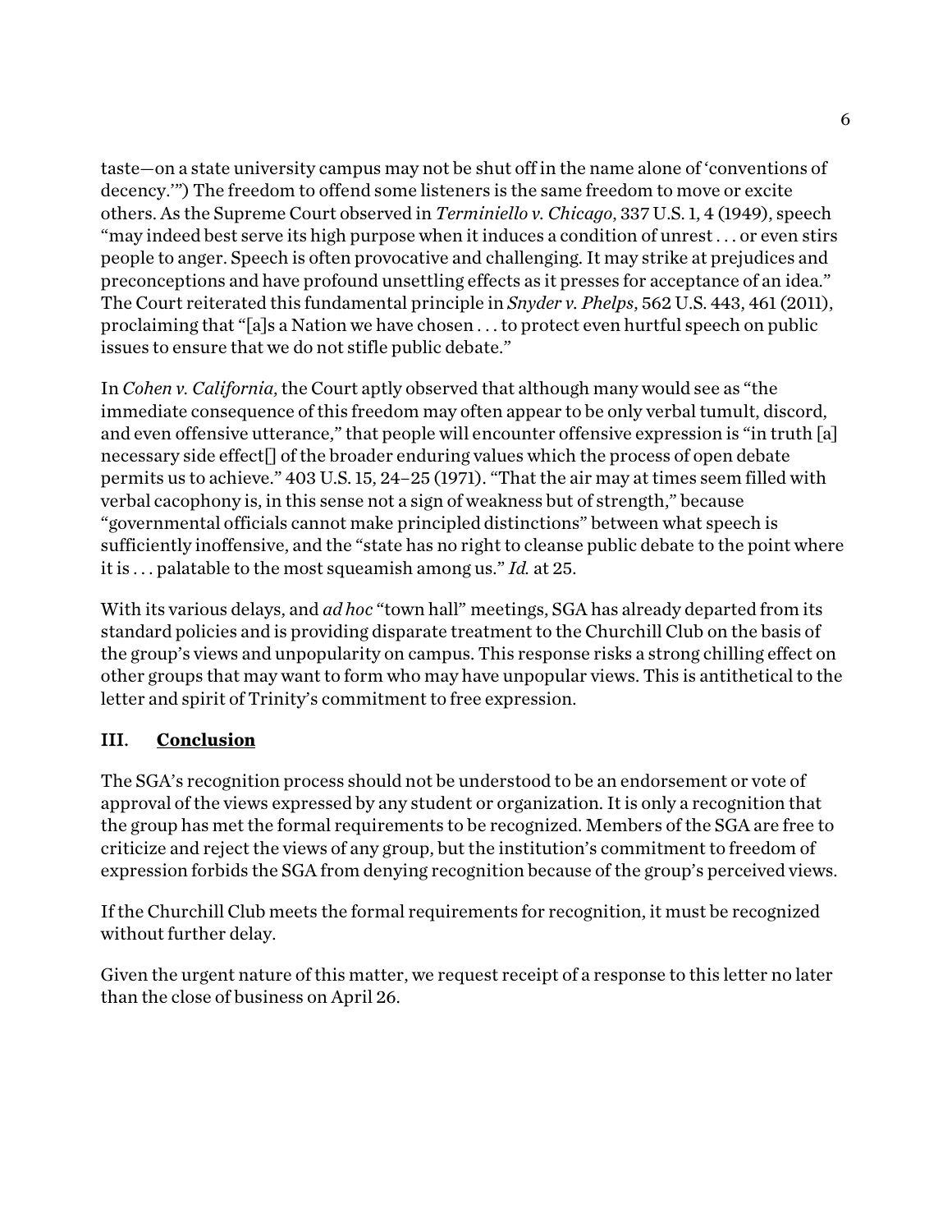taste—on a state university campus may not be shut off in the name alone of 'conventions of decency.'") The freedom to offend some listeners is the same freedom to move or excite others. As the Supreme Court observed in *Terminiello v. Chicago*, 337 U.S. 1, 4 (1949), speech "may indeed best serve its high purpose when it induces a condition of unrest . . . or even stirs people to anger. Speech is often provocative and challenging. It may strike at prejudices and preconceptions and have profound unsettling effects as it presses for acceptance of an idea." The Court reiterated this fundamental principle in *Snyder v. Phelps*, 562 U.S. 443, 461 (2011), proclaiming that "[a]s a Nation we have chosen . . . to protect even hurtful speech on public issues to ensure that we do not stifle public debate."

In *Cohen v. California*, the Court aptly observed that although many would see as "the immediate consequence of this freedom may often appear to be only verbal tumult, discord, and even offensive utterance," that people will encounter offensive expression is "in truth [a] necessary side effect[] of the broader enduring values which the process of open debate permits us to achieve." 403 U.S. 15, 24–25 (1971). "That the air may at times seem filled with verbal cacophony is, in this sense not a sign of weakness but of strength," because "governmental officials cannot make principled distinctions" between what speech is sufficiently inoffensive, and the "state has no right to cleanse public debate to the point where it is . . . palatable to the most squeamish among us." *Id.* at 25.

With its various delays, and *ad hoc* "town hall" meetings, SGA has already departed from its standard policies and is providing disparate treatment to the Churchill Club on the basis of the group's views and unpopularity on campus. This response risks a strong chilling effect on other groups that may want to form who may have unpopular views. This is antithetical to the letter and spirit of Trinity's commitment to free expression.

## III. <u>Conclusion</u>

The SGA's recognition process should not be understood to be an endorsement or vote of approval of the views expressed by any student or organization. It is only a recognition that the group has met the formal requirements to be recognized. Members of the SGA are free to criticize and reject the views of any group, but the institution's commitment to freedom of expression forbids the SGA from denying recognition because of the group's perceived views.

If the Churchill Club meets the formal requirements for recognition, it must be recognized without further delay.

Given the urgent nature of this matter, we request receipt of a response to this letter no later than the close of business on April 26.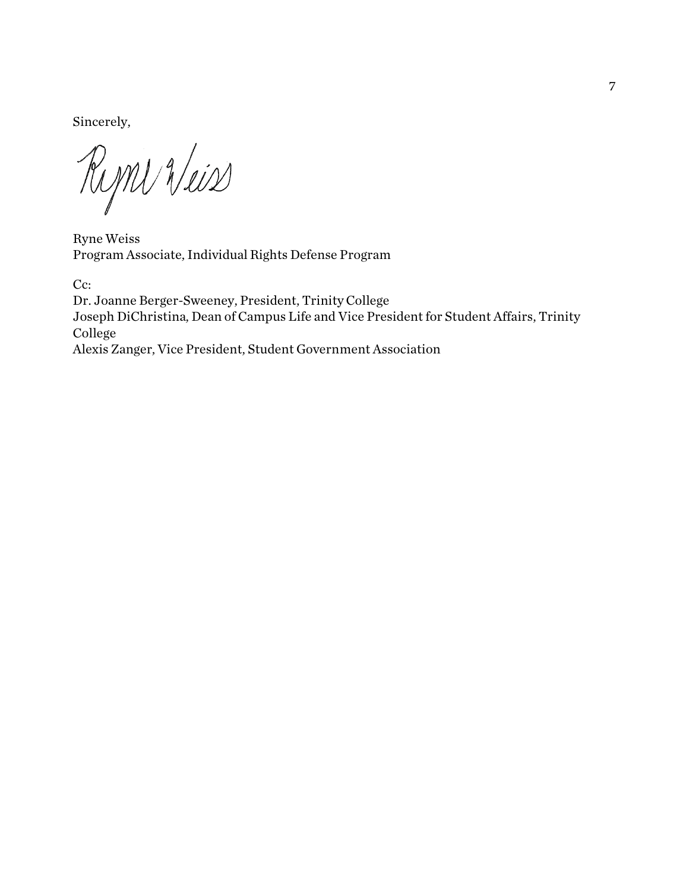Sincerely,

Ryne Weiss
Program Associate, Individual Rights Defense Program

Cc:
Dr. Joanne Berger-Sweeney, President, Trinity College
Joseph DiChristina, Dean of Campus Life and Vice President for Student Affairs, Trinity College
Alexis Zanger, Vice President, Student Government Association